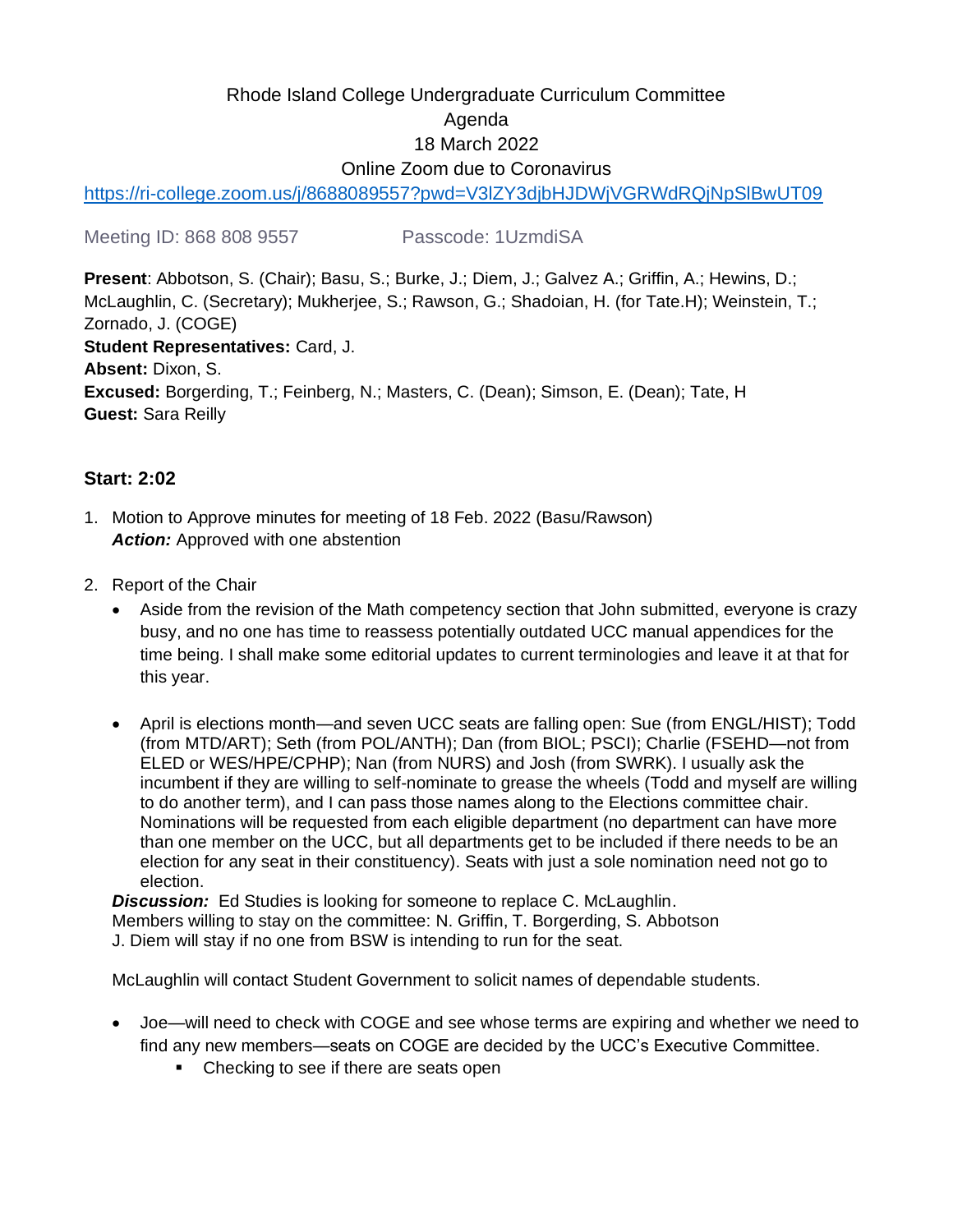Rhode Island College Undergraduate Curriculum Committee
Agenda
18 March 2022
Online Zoom due to Coronavirus

https://ri-college.zoom.us/j/8688089557?pwd=V3lZY3djbHJDWjVGRWdRQjNpSlBwUT09

Meeting ID: 868 808 9557 Passcode: 1UzmdiSA

**Present**: Abbotson, S. (Chair); Basu, S.; Burke, J.; Diem, J.; Galvez A.; Griffin, A.; Hewins, D.; McLaughlin, C. (Secretary); Mukherjee, S.; Rawson, G.; Shadoian, H. (for Tate.H); Weinstein, T.; Zornado, J. (COGE)
**Student Representatives:** Card, J.
**Absent:** Dixon, S.
**Excused:** Borgerding, T.; Feinberg, N.; Masters, C. (Dean); Simson, E. (Dean); Tate, H
**Guest:** Sara Reilly

**Start: 2:02**

1. Motion to Approve minutes for meeting of 18 Feb. 2022 (Basu/Rawson)
   ***Action:*** Approved with one abstention

2. Report of the Chair
   - Aside from the revision of the Math competency section that John submitted, everyone is crazy busy, and no one has time to reassess potentially outdated UCC manual appendices for the time being. I shall make some editorial updates to current terminologies and leave it at that for this year.

   - April is elections month—and seven UCC seats are falling open: Sue (from ENGL/HIST); Todd (from MTD/ART); Seth (from POL/ANTH); Dan (from BIOL; PSCI); Charlie (FSEHD—not from ELED or WES/HPE/CPHP); Nan (from NURS) and Josh (from SWRK). I usually ask the incumbent if they are willing to self-nominate to grease the wheels (Todd and myself are willing to do another term), and I can pass those names along to the Elections committee chair. Nominations will be requested from each eligible department (no department can have more than one member on the UCC, but all departments get to be included if there needs to be an election for any seat in their constituency). Seats with just a sole nomination need not go to election.

   ***Discussion:*** Ed Studies is looking for someone to replace C. McLaughlin.
   Members willing to stay on the committee: N. Griffin, T. Borgerding, S. Abbotson
   J. Diem will stay if no one from BSW is intending to run for the seat.

   McLaughlin will contact Student Government to solicit names of dependable students.

   - Joe—will need to check with COGE and see whose terms are expiring and whether we need to find any new members—seats on COGE are decided by the UCC's Executive Committee.
     - Checking to see if there are seats open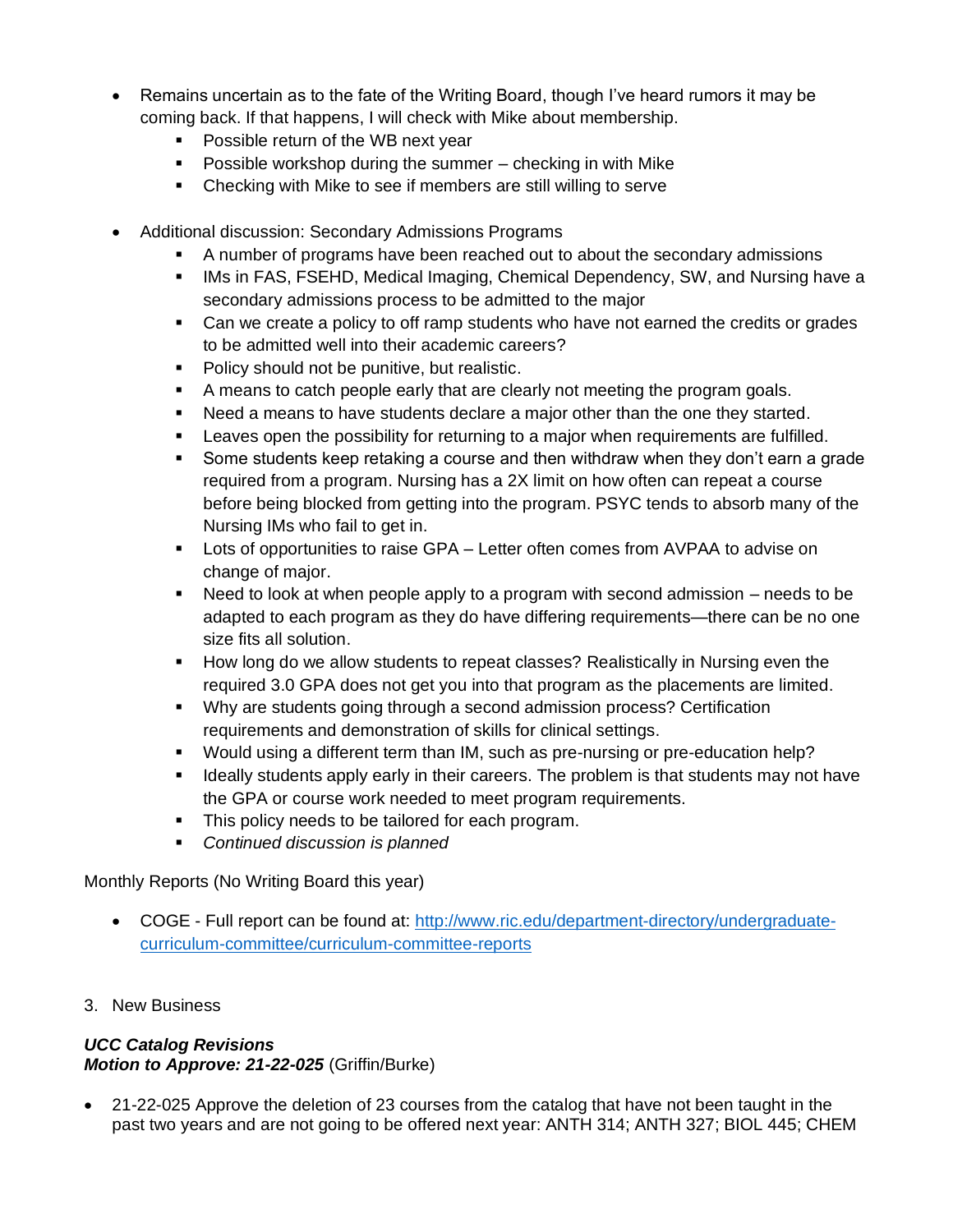- Remains uncertain as to the fate of the Writing Board, though I've heard rumors it may be coming back. If that happens, I will check with Mike about membership.
  - Possible return of the WB next year
  - Possible workshop during the summer – checking in with Mike
  - Checking with Mike to see if members are still willing to serve

- Additional discussion: Secondary Admissions Programs
  - A number of programs have been reached out to about the secondary admissions
  - IMs in FAS, FSEHD, Medical Imaging, Chemical Dependency, SW, and Nursing have a secondary admissions process to be admitted to the major
  - Can we create a policy to off ramp students who have not earned the credits or grades to be admitted well into their academic careers?
  - Policy should not be punitive, but realistic.
  - A means to catch people early that are clearly not meeting the program goals.
  - Need a means to have students declare a major other than the one they started.
  - Leaves open the possibility for returning to a major when requirements are fulfilled.
  - Some students keep retaking a course and then withdraw when they don't earn a grade required from a program. Nursing has a 2X limit on how often can repeat a course before being blocked from getting into the program. PSYC tends to absorb many of the Nursing IMs who fail to get in.
  - Lots of opportunities to raise GPA – Letter often comes from AVPAA to advise on change of major.
  - Need to look at when people apply to a program with second admission – needs to be adapted to each program as they do have differing requirements—there can be no one size fits all solution.
  - How long do we allow students to repeat classes? Realistically in Nursing even the required 3.0 GPA does not get you into that program as the placements are limited.
  - Why are students going through a second admission process? Certification requirements and demonstration of skills for clinical settings.
  - Would using a different term than IM, such as pre-nursing or pre-education help?
  - Ideally students apply early in their careers. The problem is that students may not have the GPA or course work needed to meet program requirements.
  - This policy needs to be tailored for each program.
  - *Continued discussion is planned*

Monthly Reports (No Writing Board this year)

- COGE - Full report can be found at: http://www.ric.edu/department-directory/undergraduate-curriculum-committee/curriculum-committee-reports

3. New Business

***UCC Catalog Revisions***
***Motion to Approve: 21-22-025*** (Griffin/Burke)

- 21-22-025 Approve the deletion of 23 courses from the catalog that have not been taught in the past two years and are not going to be offered next year: ANTH 314; ANTH 327; BIOL 445; CHEM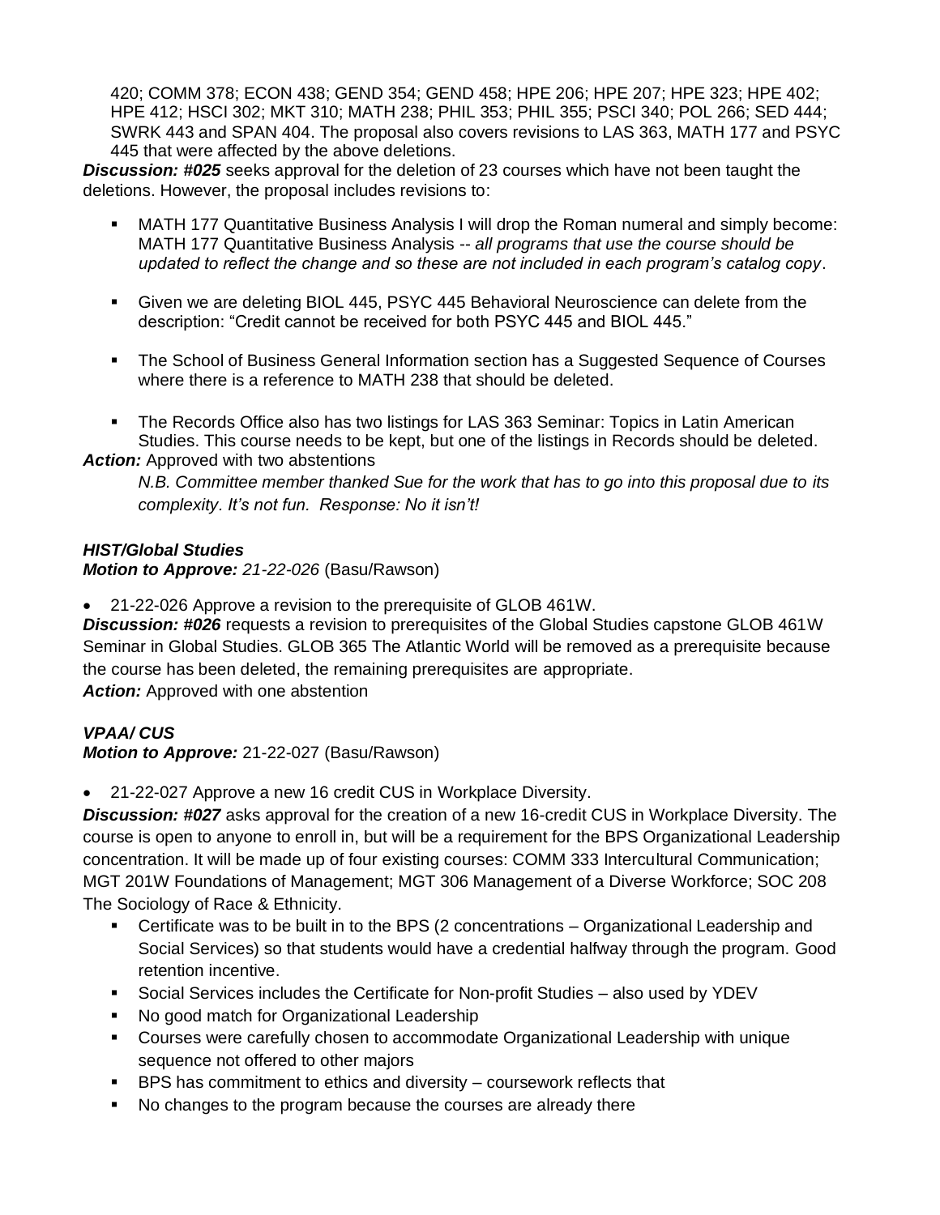420; COMM 378; ECON 438; GEND 354; GEND 458; HPE 206; HPE 207; HPE 323; HPE 402; HPE 412; HSCI 302; MKT 310; MATH 238; PHIL 353; PHIL 355; PSCI 340; POL 266; SED 444; SWRK 443 and SPAN 404. The proposal also covers revisions to LAS 363, MATH 177 and PSYC 445 that were affected by the above deletions.

***Discussion: #025*** seeks approval for the deletion of 23 courses which have not been taught the deletions. However, the proposal includes revisions to:

- MATH 177 Quantitative Business Analysis I will drop the Roman numeral and simply become: MATH 177 Quantitative Business Analysis -- *all programs that use the course should be updated to reflect the change and so these are not included in each program's catalog copy*.
- Given we are deleting BIOL 445, PSYC 445 Behavioral Neuroscience can delete from the description: "Credit cannot be received for both PSYC 445 and BIOL 445."
- The School of Business General Information section has a Suggested Sequence of Courses where there is a reference to MATH 238 that should be deleted.
- The Records Office also has two listings for LAS 363 Seminar: Topics in Latin American Studies. This course needs to be kept, but one of the listings in Records should be deleted.

***Action:*** Approved with two abstentions

*N.B. Committee member thanked Sue for the work that has to go into this proposal due to its complexity. It's not fun. Response: No it isn't!*

***HIST/Global Studies***

***Motion to Approve:*** *21-22-026* (Basu/Rawson)

- 21-22-026 Approve a revision to the prerequisite of GLOB 461W.

***Discussion: #026*** requests a revision to prerequisites of the Global Studies capstone GLOB 461W Seminar in Global Studies. GLOB 365 The Atlantic World will be removed as a prerequisite because the course has been deleted, the remaining prerequisites are appropriate.

***Action:*** Approved with one abstention

***VPAA/ CUS***

***Motion to Approve:*** 21-22-027 (Basu/Rawson)

- 21-22-027 Approve a new 16 credit CUS in Workplace Diversity.

***Discussion: #027*** asks approval for the creation of a new 16-credit CUS in Workplace Diversity. The course is open to anyone to enroll in, but will be a requirement for the BPS Organizational Leadership concentration. It will be made up of four existing courses: COMM 333 Intercultural Communication; MGT 201W Foundations of Management; MGT 306 Management of a Diverse Workforce; SOC 208 The Sociology of Race & Ethnicity.

- Certificate was to be built in to the BPS (2 concentrations – Organizational Leadership and Social Services) so that students would have a credential halfway through the program. Good retention incentive.
- Social Services includes the Certificate for Non-profit Studies – also used by YDEV
- No good match for Organizational Leadership
- Courses were carefully chosen to accommodate Organizational Leadership with unique sequence not offered to other majors
- BPS has commitment to ethics and diversity – coursework reflects that
- No changes to the program because the courses are already there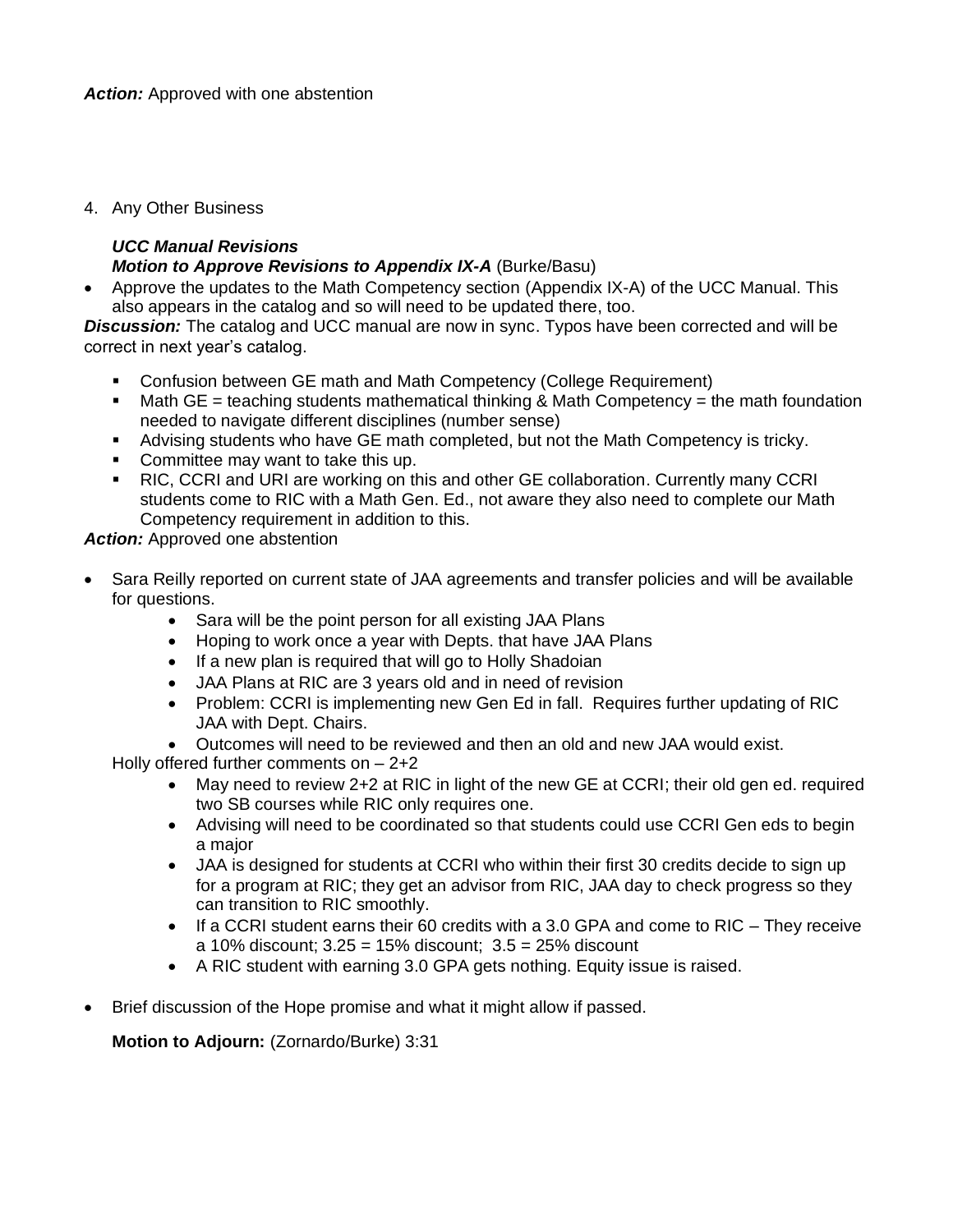***Action:*** Approved with one abstention

4. Any Other Business

***UCC Manual Revisions***
***Motion to Approve Revisions to Appendix IX-A*** (Burke/Basu)

- Approve the updates to the Math Competency section (Appendix IX-A) of the UCC Manual. This also appears in the catalog and so will need to be updated there, too.

***Discussion:*** The catalog and UCC manual are now in sync. Typos have been corrected and will be correct in next year's catalog.

  - Confusion between GE math and Math Competency (College Requirement)
  - Math GE = teaching students mathematical thinking & Math Competency = the math foundation needed to navigate different disciplines (number sense)
  - Advising students who have GE math completed, but not the Math Competency is tricky.
  - Committee may want to take this up.
  - RIC, CCRI and URI are working on this and other GE collaboration. Currently many CCRI students come to RIC with a Math Gen. Ed., not aware they also need to complete our Math Competency requirement in addition to this.

***Action:*** Approved one abstention

- Sara Reilly reported on current state of JAA agreements and transfer policies and will be available for questions.
  - Sara will be the point person for all existing JAA Plans
  - Hoping to work once a year with Depts. that have JAA Plans
  - If a new plan is required that will go to Holly Shadoian
  - JAA Plans at RIC are 3 years old and in need of revision
  - Problem: CCRI is implementing new Gen Ed in fall. Requires further updating of RIC JAA with Dept. Chairs.
  - Outcomes will need to be reviewed and then an old and new JAA would exist.

  Holly offered further comments on – 2+2
  - May need to review 2+2 at RIC in light of the new GE at CCRI; their old gen ed. required two SB courses while RIC only requires one.
  - Advising will need to be coordinated so that students could use CCRI Gen eds to begin a major
  - JAA is designed for students at CCRI who within their first 30 credits decide to sign up for a program at RIC; they get an advisor from RIC, JAA day to check progress so they can transition to RIC smoothly.
  - If a CCRI student earns their 60 credits with a 3.0 GPA and come to RIC – They receive a 10% discount; 3.25 = 15% discount; 3.5 = 25% discount
  - A RIC student with earning 3.0 GPA gets nothing. Equity issue is raised.

- Brief discussion of the Hope promise and what it might allow if passed.

**Motion to Adjourn:** (Zornardo/Burke) 3:31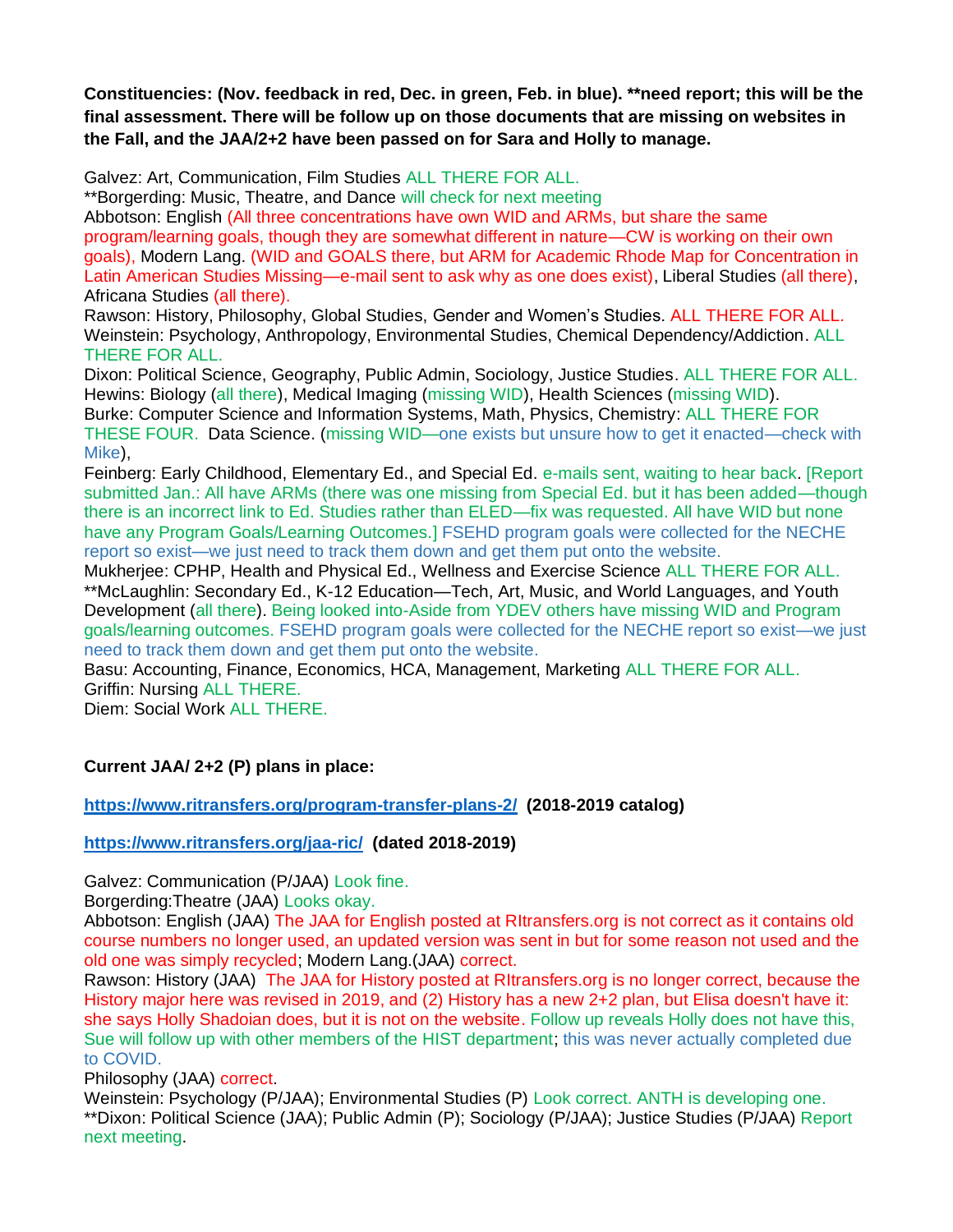**Constituencies: (Nov. feedback in red, Dec. in green, Feb. in blue). **need report; this will be the final assessment. There will be follow up on those documents that are missing on websites in the Fall, and the JAA/2+2 have been passed on for Sara and Holly to manage.**

Galvez: Art, Communication, Film Studies ALL THERE FOR ALL.
**Borgerding: Music, Theatre, and Dance will check for next meeting
Abbotson: English (All three concentrations have own WID and ARMs, but share the same program/learning goals, though they are somewhat different in nature—CW is working on their own goals), Modern Lang. (WID and GOALS there, but ARM for Academic Rhode Map for Concentration in Latin American Studies Missing—e-mail sent to ask why as one does exist), Liberal Studies (all there), Africana Studies (all there).
Rawson: History, Philosophy, Global Studies, Gender and Women's Studies. ALL THERE FOR ALL.
Weinstein: Psychology, Anthropology, Environmental Studies, Chemical Dependency/Addiction. ALL THERE FOR ALL.
Dixon: Political Science, Geography, Public Admin, Sociology, Justice Studies. ALL THERE FOR ALL.
Hewins: Biology (all there), Medical Imaging (missing WID), Health Sciences (missing WID).
Burke: Computer Science and Information Systems, Math, Physics, Chemistry: ALL THERE FOR THESE FOUR. Data Science. (missing WID—one exists but unsure how to get it enacted—check with Mike),
Feinberg: Early Childhood, Elementary Ed., and Special Ed. e-mails sent, waiting to hear back. [Report submitted Jan.: All have ARMs (there was one missing from Special Ed. but it has been added—though there is an incorrect link to Ed. Studies rather than ELED—fix was requested. All have WID but none have any Program Goals/Learning Outcomes.] FSEHD program goals were collected for the NECHE report so exist—we just need to track them down and get them put onto the website.
Mukherjee: CPHP, Health and Physical Ed., Wellness and Exercise Science ALL THERE FOR ALL.
**McLaughlin: Secondary Ed., K-12 Education—Tech, Art, Music, and World Languages, and Youth Development (all there). Being looked into-Aside from YDEV others have missing WID and Program goals/learning outcomes. FSEHD program goals were collected for the NECHE report so exist—we just need to track them down and get them put onto the website.
Basu: Accounting, Finance, Economics, HCA, Management, Marketing ALL THERE FOR ALL.
Griffin: Nursing ALL THERE.
Diem: Social Work ALL THERE.

**Current JAA/ 2+2 (P) plans in place:**

**https://www.ritransfers.org/program-transfer-plans-2/ (2018-2019 catalog)**

**https://www.ritransfers.org/jaa-ric/ (dated 2018-2019)**

Galvez: Communication (P/JAA) Look fine.
Borgerding:Theatre (JAA) Looks okay.
Abbotson: English (JAA) The JAA for English posted at RItransfers.org is not correct as it contains old course numbers no longer used, an updated version was sent in but for some reason not used and the old one was simply recycled; Modern Lang.(JAA) correct.
Rawson: History (JAA) The JAA for History posted at RItransfers.org is no longer correct, because the History major here was revised in 2019, and (2) History has a new 2+2 plan, but Elisa doesn't have it: she says Holly Shadoian does, but it is not on the website. Follow up reveals Holly does not have this, Sue will follow up with other members of the HIST department; this was never actually completed due to COVID.
Philosophy (JAA) correct.
Weinstein: Psychology (P/JAA); Environmental Studies (P) Look correct. ANTH is developing one.
**Dixon: Political Science (JAA); Public Admin (P); Sociology (P/JAA); Justice Studies (P/JAA) Report next meeting.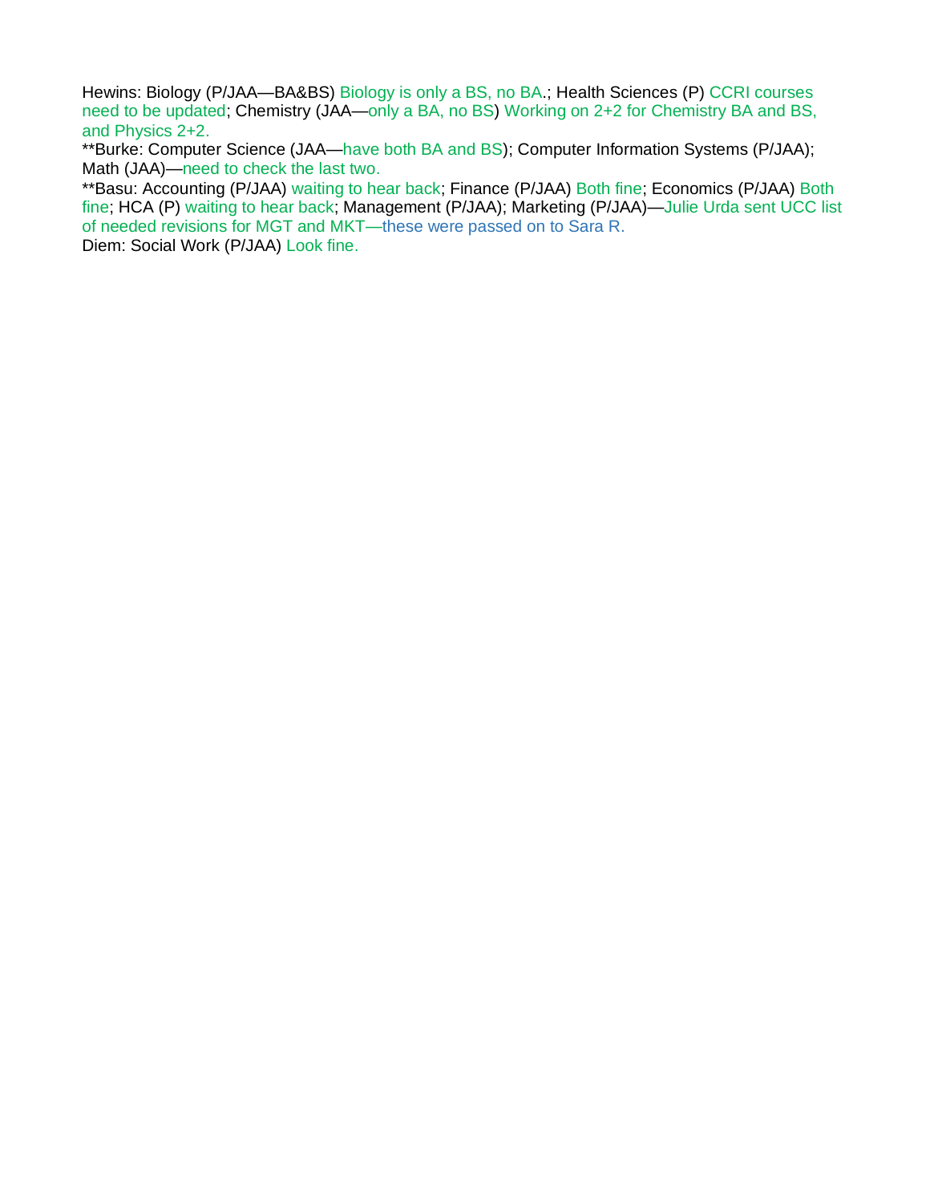Hewins: Biology (P/JAA—BA&BS) Biology is only a BS, no BA.; Health Sciences (P) CCRI courses need to be updated; Chemistry (JAA—only a BA, no BS) Working on 2+2 for Chemistry BA and BS, and Physics 2+2.

**Burke: Computer Science (JAA—have both BA and BS); Computer Information Systems (P/JAA); Math (JAA)—need to check the last two.

**Basu: Accounting (P/JAA) waiting to hear back; Finance (P/JAA) Both fine; Economics (P/JAA) Both fine; HCA (P) waiting to hear back; Management (P/JAA); Marketing (P/JAA)—Julie Urda sent UCC list of needed revisions for MGT and MKT—these were passed on to Sara R.

Diem: Social Work (P/JAA) Look fine.